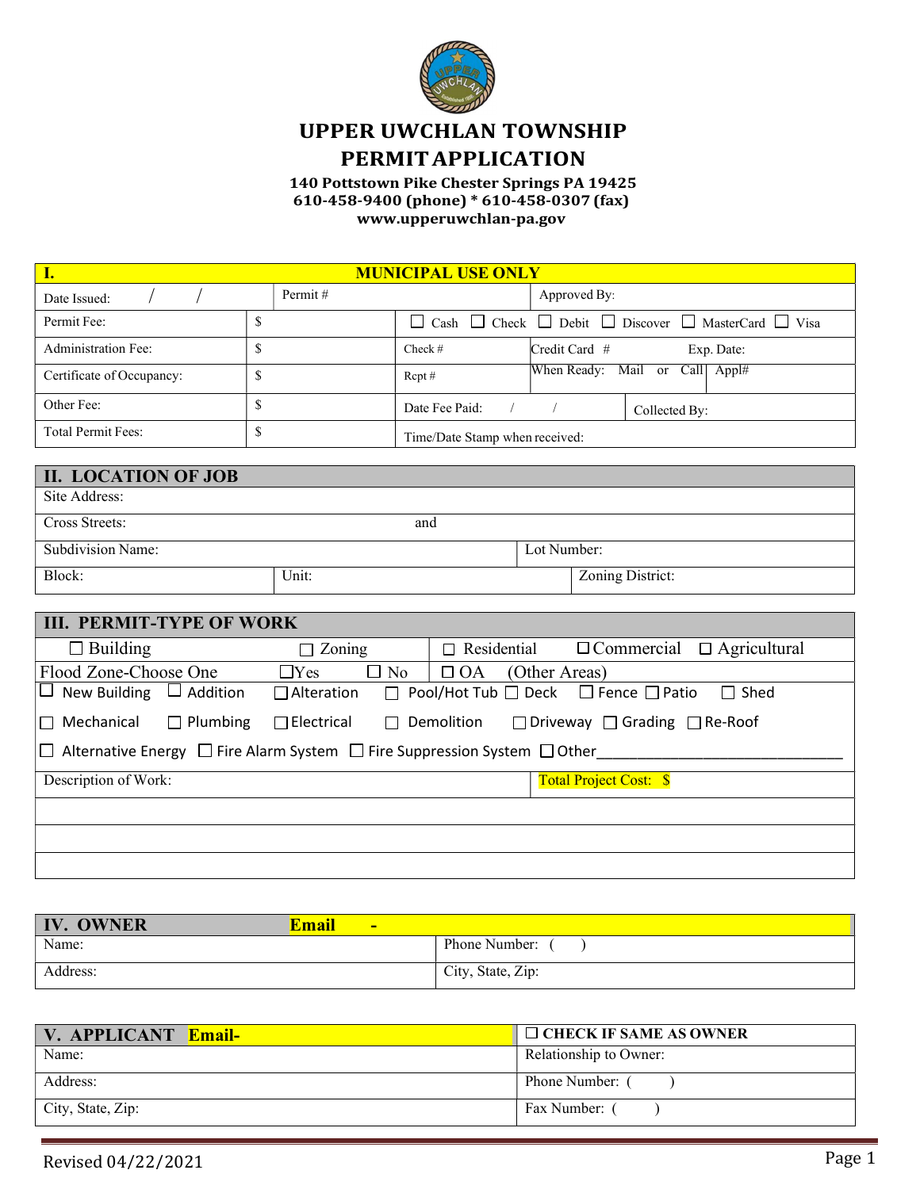# UPPER UWCHLAN TOWNSHIP
# PERMIT APPLICATION

**140 Pottstown Pike Chester Springs PA 19425**
**610-458-9400 (phone) * 610-458-0307 (fax)**
**www.upperuwchlan-pa.gov**

| I. | MUNICIPAL USE ONLY | | |
|---|---|---|---|
| Date Issued: / / | Permit # | | Approved By: |
| Permit Fee: | $ | ☐ Cash ☐ Check ☐ Debit ☐ Discover ☐ MasterCard ☐ Visa | |
| Administration Fee: | $ | Check # | Credit Card # Exp. Date: |
| Certificate of Occupancy: | $ | Rcpt # | When Ready: Mail or Call Appl# |
| Other Fee: | $ | Date Fee Paid: / / | Collected By: |
| Total Permit Fees: | $ | Time/Date Stamp when received: | |

| II. LOCATION OF JOB | | |
|---|---|---|
| Site Address: | | |
| Cross Streets: and | | |
| Subdivision Name: | | Lot Number: |
| Block: | Unit: | Zoning District: |

## III. PERMIT-TYPE OF WORK

☐ Building ☐ Zoning | ☐ Residential ☐ Commercial ☐ Agricultural

Flood Zone-Choose One ☐Yes ☐ No | ☐ OA (Other Areas)

☐ New Building ☐ Addition ☐ Alteration ☐ Pool/Hot Tub ☐ Deck ☐ Fence ☐ Patio ☐ Shed

☐ Mechanical ☐ Plumbing ☐ Electrical ☐ Demolition ☐ Driveway ☐ Grading ☐ Re-Roof

☐ Alternative Energy ☐ Fire Alarm System ☐ Fire Suppression System ☐ Other______________________________

| Description of Work: | Total Project Cost: $ |
|---|---|
| | |
| | |
| | |

| IV. OWNER Email - | |
|---|---|
| Name: | Phone Number: ( ) |
| Address: | City, State, Zip: |

| V. APPLICANT Email- | ☐ CHECK IF SAME AS OWNER |
|---|---|
| Name: | Relationship to Owner: |
| Address: | Phone Number: ( ) |
| City, State, Zip: | Fax Number: ( ) |

Revised 04/22/2021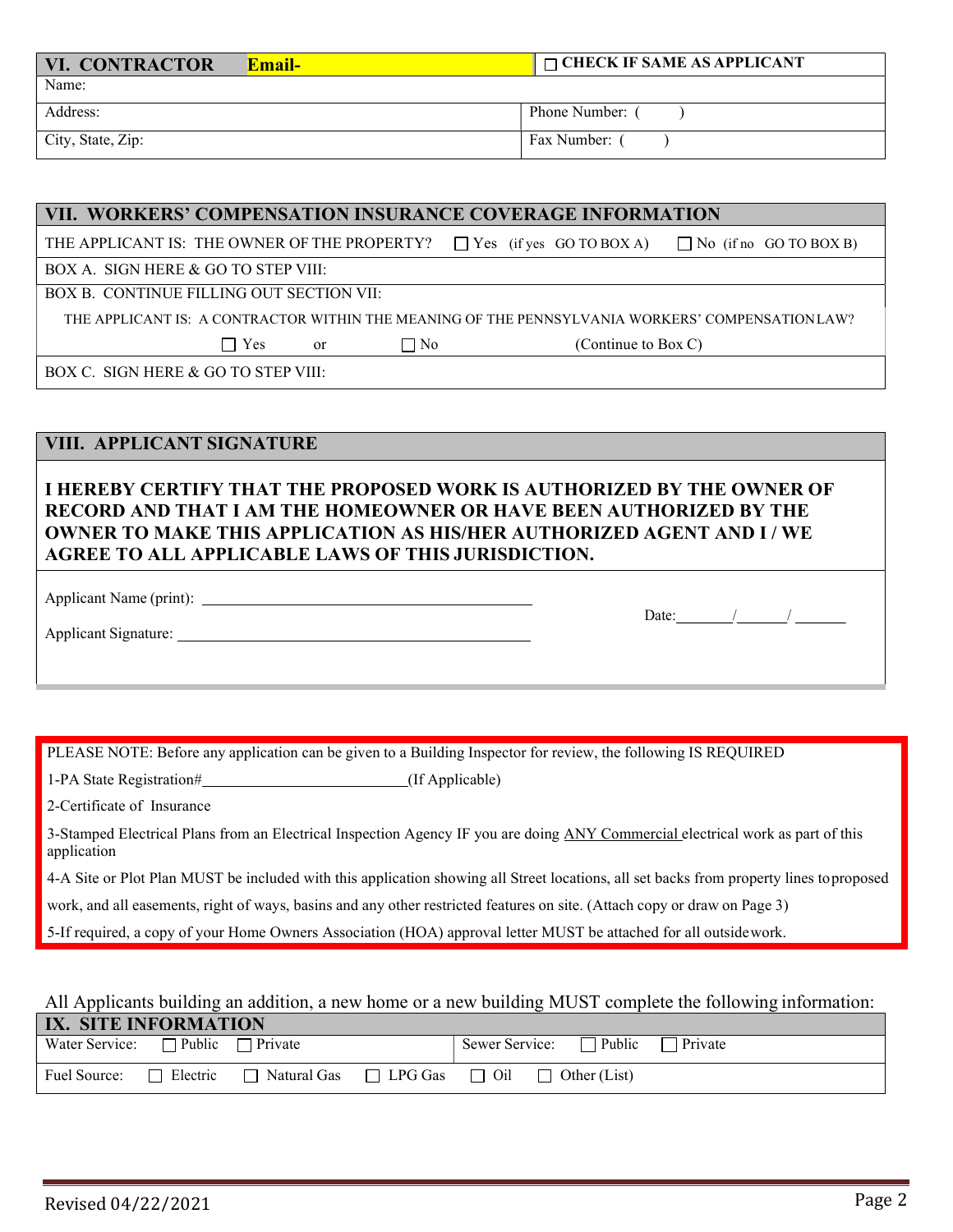## VI. CONTRACTOR **Email-**

☐ **CHECK IF SAME AS APPLICANT**

| Name: | |
|---|---|
| Address: | Phone Number: ( ) |
| City, State, Zip: | Fax Number: ( ) |

## VII. WORKERS' COMPENSATION INSURANCE COVERAGE INFORMATION

THE APPLICANT IS: THE OWNER OF THE PROPERTY? ☐ Yes (if yes GO TO BOX A) ☐ No (if no GO TO BOX B)

BOX A. SIGN HERE & GO TO STEP VIII:

BOX B. CONTINUE FILLING OUT SECTION VII:

THE APPLICANT IS: A CONTRACTOR WITHIN THE MEANING OF THE PENNSYLVANIA WORKERS' COMPENSATION LAW?

☐ Yes or ☐ No (Continue to Box C)

BOX C. SIGN HERE & GO TO STEP VIII:

## VIII. APPLICANT SIGNATURE

**I HEREBY CERTIFY THAT THE PROPOSED WORK IS AUTHORIZED BY THE OWNER OF RECORD AND THAT I AM THE HOMEOWNER OR HAVE BEEN AUTHORIZED BY THE OWNER TO MAKE THIS APPLICATION AS HIS/HER AUTHORIZED AGENT AND I / WE AGREE TO ALL APPLICABLE LAWS OF THIS JURISDICTION.**

Applicant Name (print): ____________________________

Applicant Signature: ____________________________

Date:_______/______/ ______

PLEASE NOTE: Before any application can be given to a Building Inspector for review, the following IS REQUIRED

1-PA State Registration#________________________(If Applicable)

2-Certificate of Insurance

3-Stamped Electrical Plans from an Electrical Inspection Agency IF you are doing ANY Commercial electrical work as part of this application

4-A Site or Plot Plan MUST be included with this application showing all Street locations, all set backs from property lines to proposed work, and all easements, right of ways, basins and any other restricted features on site. (Attach copy or draw on Page 3)

5-If required, a copy of your Home Owners Association (HOA) approval letter MUST be attached for all outside work.

All Applicants building an addition, a new home or a new building MUST complete the following information:

## IX. SITE INFORMATION

| Water Service: ☐ Public ☐ Private | Sewer Service: ☐ Public ☐ Private |
|---|---|
| Fuel Source: ☐ Electric ☐ Natural Gas ☐ LPG Gas | ☐ Oil ☐ Other (List) |

Revised 04/22/2021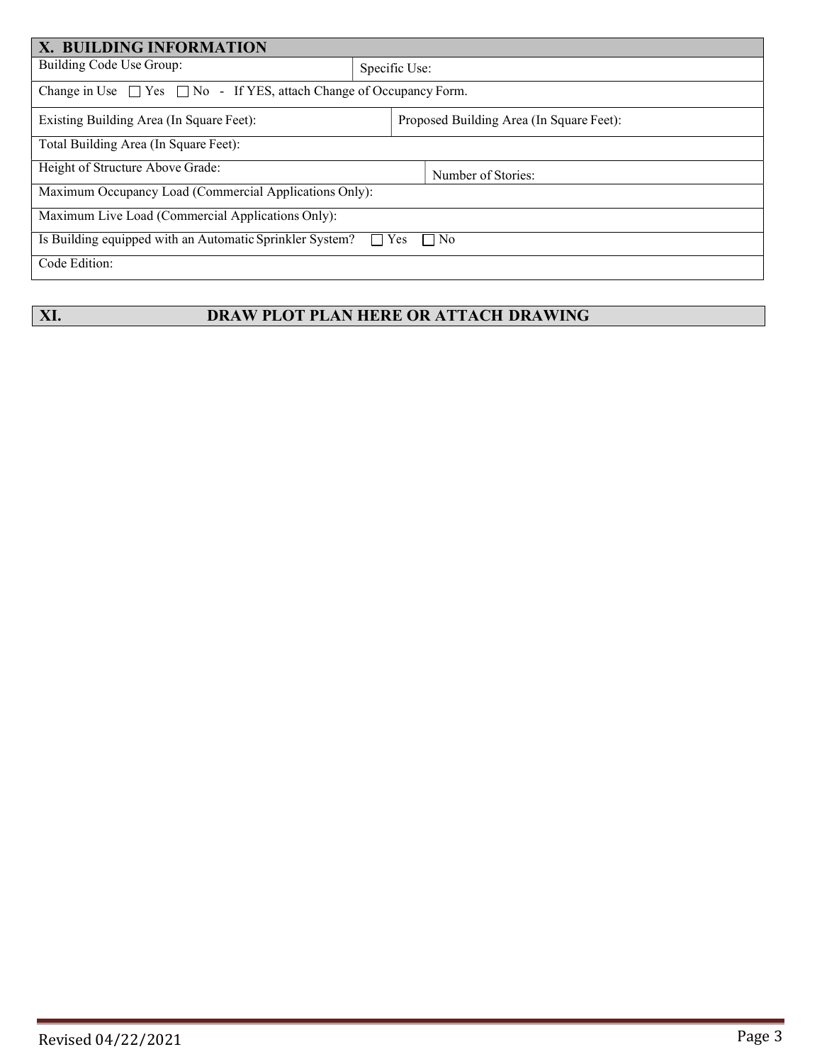## X. BUILDING INFORMATION

| Building Code Use Group: | Specific Use: |
|---|---|
| Change in Use ☐ Yes ☐ No - If YES, attach Change of Occupancy Form. | |
| Existing Building Area (In Square Feet): | Proposed Building Area (In Square Feet): |
| Total Building Area (In Square Feet): | |
| Height of Structure Above Grade: | Number of Stories: |
| Maximum Occupancy Load (Commercial Applications Only): | |
| Maximum Live Load (Commercial Applications Only): | |
| Is Building equipped with an Automatic Sprinkler System? ☐ Yes ☐ No | |
| Code Edition: | |

## XI. DRAW PLOT PLAN HERE OR ATTACH DRAWING

Revised 04/22/2021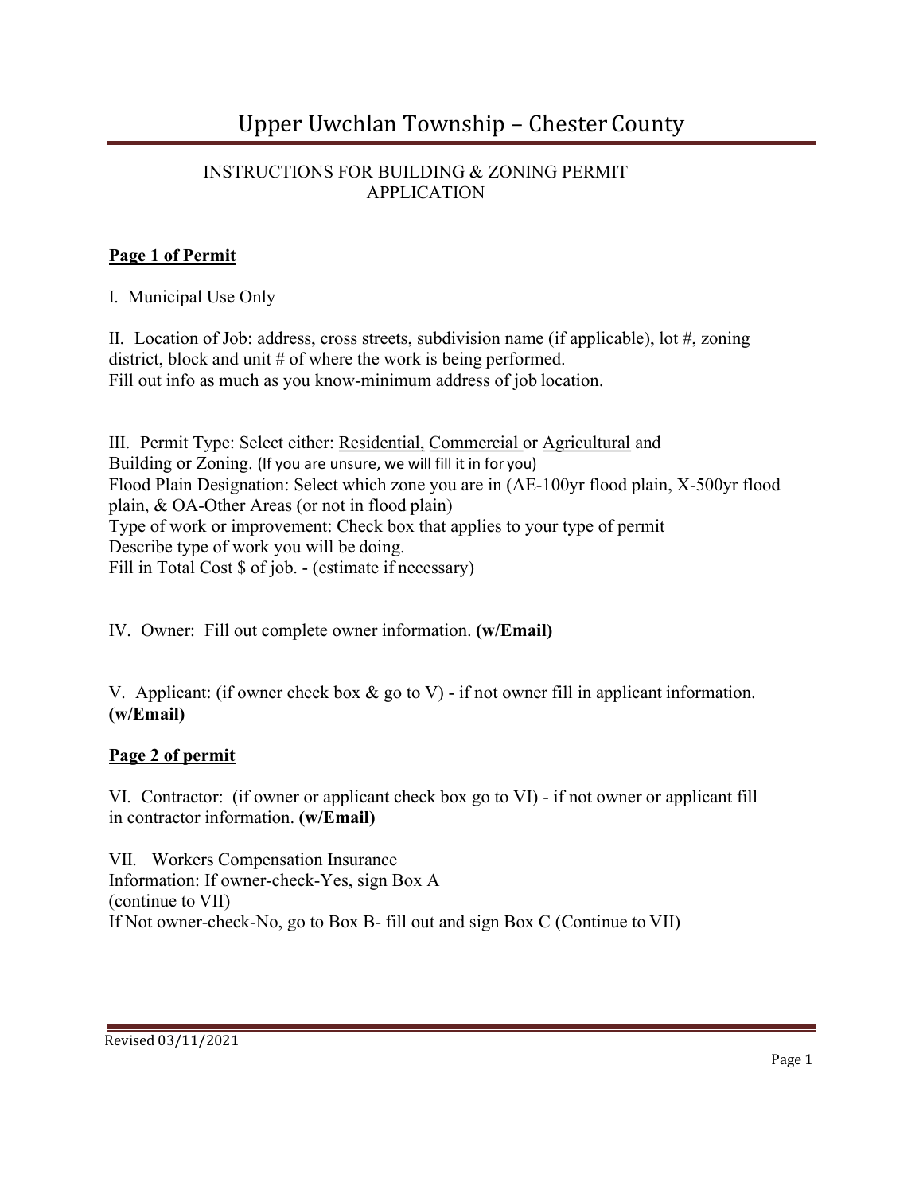# Upper Uwchlan Township – Chester County

## INSTRUCTIONS FOR BUILDING & ZONING PERMIT APPLICATION

**Page 1 of Permit**

I. Municipal Use Only

II. Location of Job: address, cross streets, subdivision name (if applicable), lot #, zoning district, block and unit # of where the work is being performed.
Fill out info as much as you know-minimum address of job location.

III. Permit Type: Select either: Residential, Commercial or Agricultural and Building or Zoning. (If you are unsure, we will fill it in for you)
Flood Plain Designation: Select which zone you are in (AE-100yr flood plain, X-500yr flood plain, & OA-Other Areas (or not in flood plain)
Type of work or improvement: Check box that applies to your type of permit
Describe type of work you will be doing.
Fill in Total Cost $ of job. - (estimate if necessary)

IV. Owner: Fill out complete owner information. **(w/Email)**

V. Applicant: (if owner check box & go to V) - if not owner fill in applicant information. **(w/Email)**

**Page 2 of permit**

VI. Contractor: (if owner or applicant check box go to VI) - if not owner or applicant fill in contractor information. **(w/Email)**

VII. Workers Compensation Insurance
Information: If owner-check-Yes, sign Box A
(continue to VII)
If Not owner-check-No, go to Box B- fill out and sign Box C (Continue to VII)

Revised 03/11/2021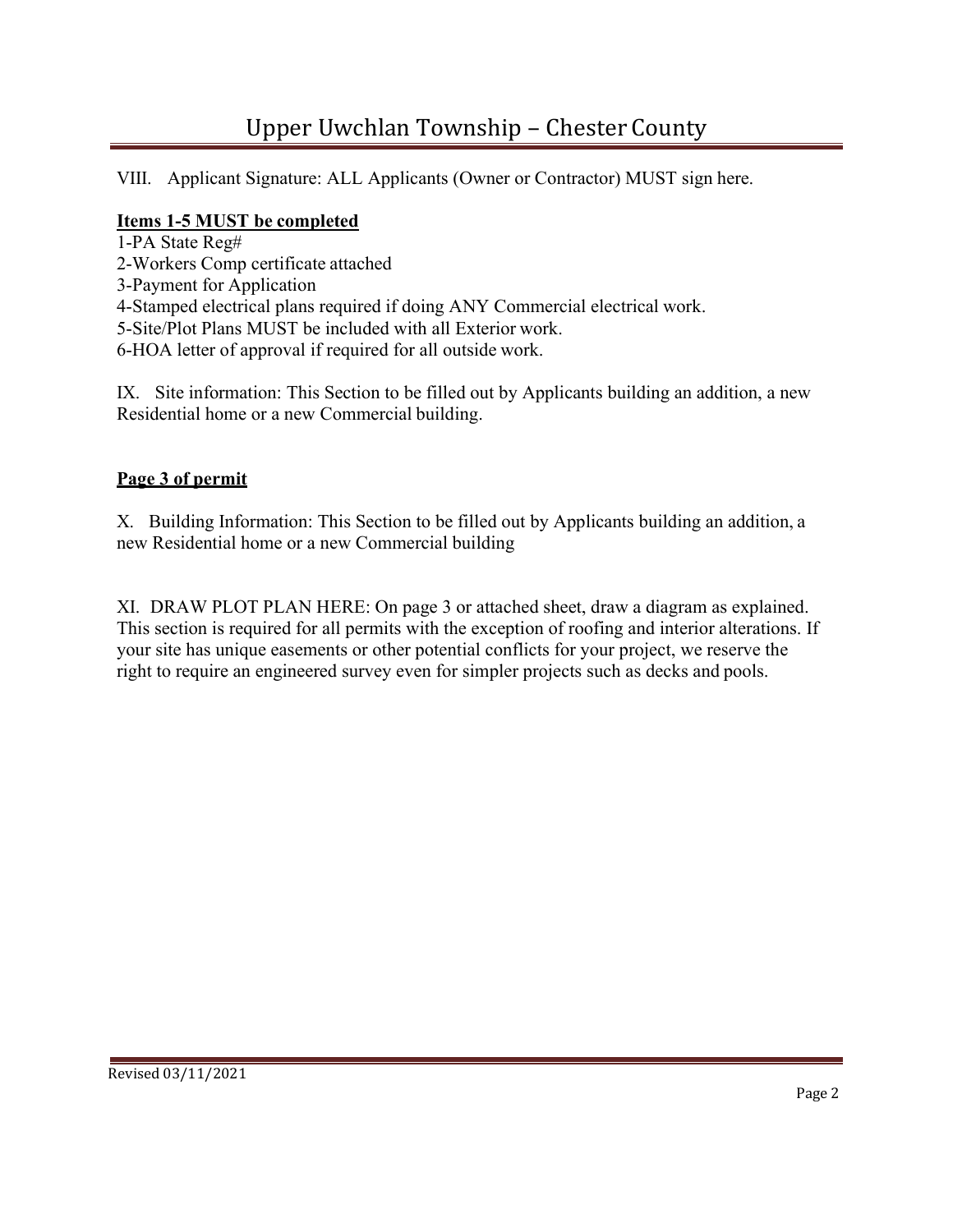VIII. Applicant Signature: ALL Applicants (Owner or Contractor) MUST sign here.

**<u>Items 1-5 MUST be completed</u>**

1-PA State Reg#
2-Workers Comp certificate attached
3-Payment for Application
4-Stamped electrical plans required if doing ANY Commercial electrical work.
5-Site/Plot Plans MUST be included with all Exterior work.
6-HOA letter of approval if required for all outside work.

IX. Site information: This Section to be filled out by Applicants building an addition, a new Residential home or a new Commercial building.

**<u>Page 3 of permit</u>**

X. Building Information: This Section to be filled out by Applicants building an addition, a new Residential home or a new Commercial building

XI. DRAW PLOT PLAN HERE: On page 3 or attached sheet, draw a diagram as explained. This section is required for all permits with the exception of roofing and interior alterations. If your site has unique easements or other potential conflicts for your project, we reserve the right to require an engineered survey even for simpler projects such as decks and pools.

Revised 03/11/2021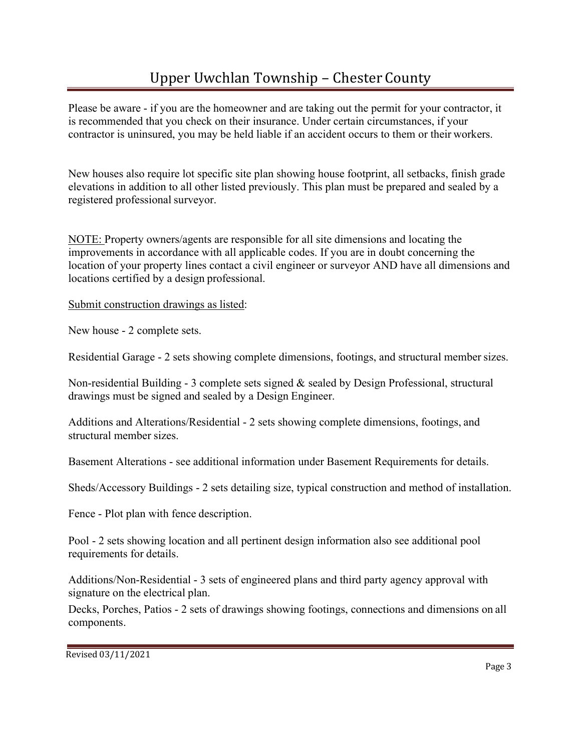Please be aware - if you are the homeowner and are taking out the permit for your contractor, it is recommended that you check on their insurance. Under certain circumstances, if your contractor is uninsured, you may be held liable if an accident occurs to them or their workers.

New houses also require lot specific site plan showing house footprint, all setbacks, finish grade elevations in addition to all other listed previously. This plan must be prepared and sealed by a registered professional surveyor.

NOTE: Property owners/agents are responsible for all site dimensions and locating the improvements in accordance with all applicable codes. If you are in doubt concerning the location of your property lines contact a civil engineer or surveyor AND have all dimensions and locations certified by a design professional.

Submit construction drawings as listed:

New house - 2 complete sets.

Residential Garage - 2 sets showing complete dimensions, footings, and structural member sizes.

Non-residential Building - 3 complete sets signed & sealed by Design Professional, structural drawings must be signed and sealed by a Design Engineer.

Additions and Alterations/Residential - 2 sets showing complete dimensions, footings, and structural member sizes.

Basement Alterations - see additional information under Basement Requirements for details.

Sheds/Accessory Buildings - 2 sets detailing size, typical construction and method of installation.

Fence - Plot plan with fence description.

Pool - 2 sets showing location and all pertinent design information also see additional pool requirements for details.

Additions/Non-Residential - 3 sets of engineered plans and third party agency approval with signature on the electrical plan.

Decks, Porches, Patios - 2 sets of drawings showing footings, connections and dimensions on all components.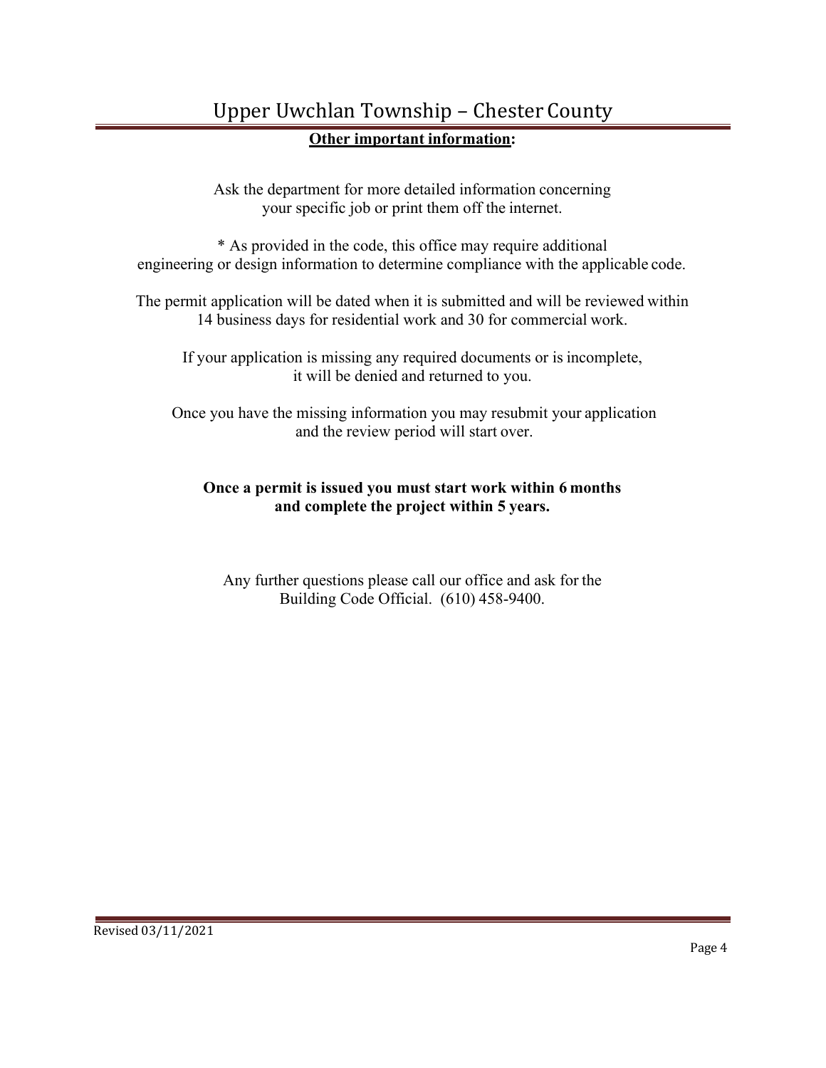**Other important information:**

Ask the department for more detailed information concerning your specific job or print them off the internet.

* As provided in the code, this office may require additional engineering or design information to determine compliance with the applicable code.

The permit application will be dated when it is submitted and will be reviewed within 14 business days for residential work and 30 for commercial work.

If your application is missing any required documents or is incomplete, it will be denied and returned to you.

Once you have the missing information you may resubmit your application and the review period will start over.

**Once a permit is issued you must start work within 6 months and complete the project within 5 years.**

Any further questions please call our office and ask for the Building Code Official. (610) 458-9400.